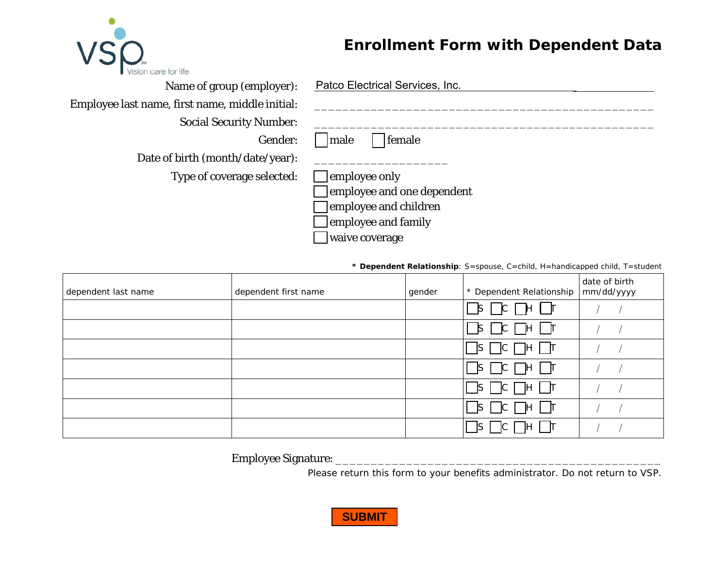VSP Vision care for life

# Enrollment Form with Dependent Data

Name of group (employer): Patco Electrical Services, Inc.

Employee last name, first name, middle initial: ______________________________________________

Social Security Number: ______________________________________________

Gender: ☐ male ☐ female

Date of birth (month/date/year): ___________________

Type of coverage selected:
- ☐ employee only
- ☐ employee and one dependent
- ☐ employee and children
- ☐ employee and family
- ☐ waive coverage

**\* Dependent Relationship**: S=spouse, C=child, H=handicapped child, T=student

| dependent last name | dependent first name | gender | * Dependent Relationship | date of birth mm/dd/yyyy |
|---|---|---|---|---|
| | | | ☐S ☐C ☐H ☐T | / / |
| | | | ☐S ☐C ☐H ☐T | / / |
| | | | ☐S ☐C ☐H ☐T | / / |
| | | | ☐S ☐C ☐H ☐T | / / |
| | | | ☐S ☐C ☐H ☐T | / / |
| | | | ☐S ☐C ☐H ☐T | / / |
| | | | ☐S ☐C ☐H ☐T | / / |

Employee Signature: ______________________________________________

Please return this form to your benefits administrator. Do not return to VSP.

SUBMIT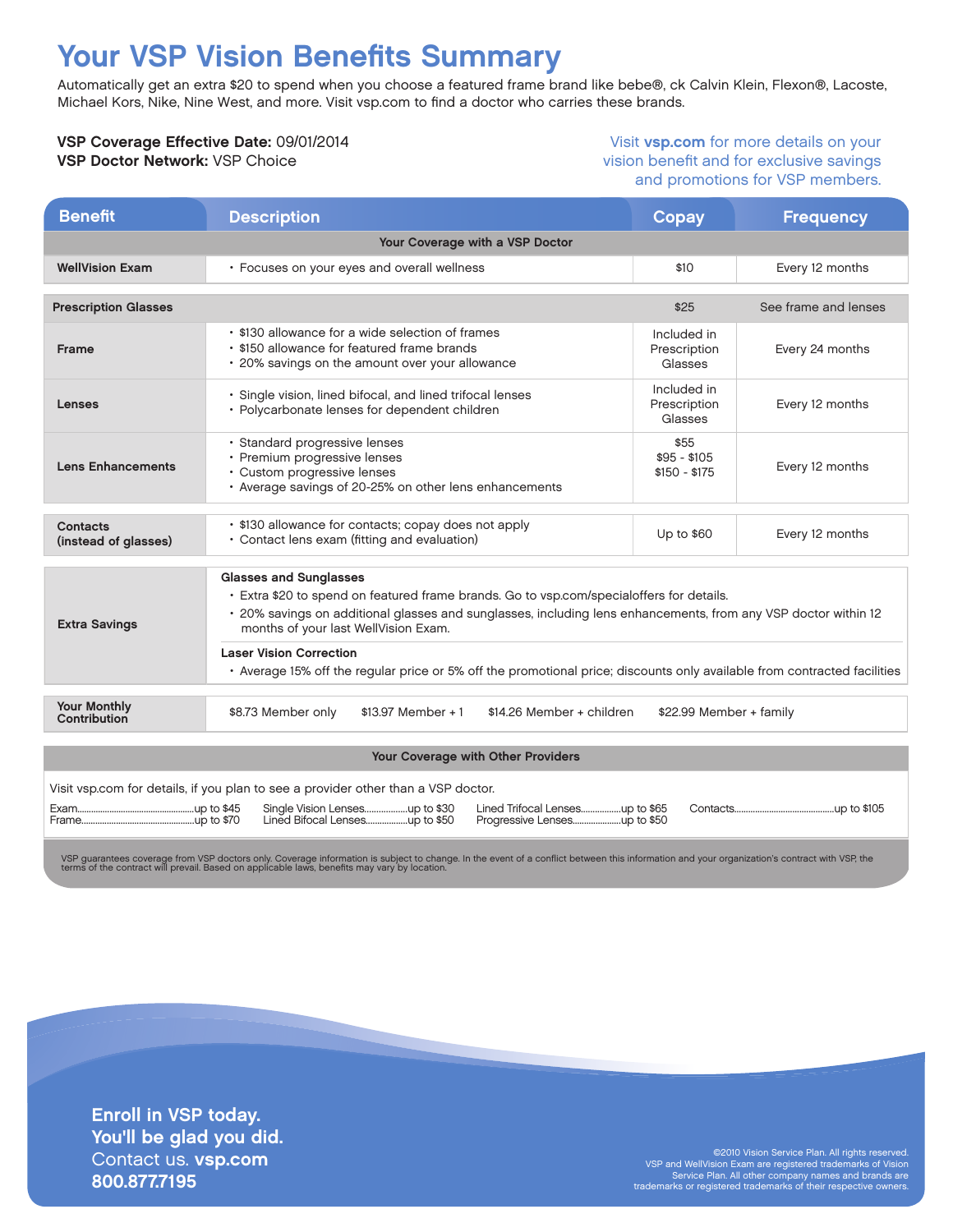# Your VSP Vision Benefits Summary

Automatically get an extra $20 to spend when you choose a featured frame brand like bebe®, ck Calvin Klein, Flexon®, Lacoste, Michael Kors, Nike, Nine West, and more. Visit vsp.com to find a doctor who carries these brands.

**VSP Coverage Effective Date:** 09/01/2014
**VSP Doctor Network:** VSP Choice

Visit **vsp.com** for more details on your vision benefit and for exclusive savings and promotions for VSP members.

| Benefit | Description | Copay | Frequency |
|---|---|---|---|
| | **Your Coverage with a VSP Doctor** | | |
| **WellVision Exam** | • Focuses on your eyes and overall wellness | $10 | Every 12 months |
| **Prescription Glasses** | | $25 | See frame and lenses |
| **Frame** | • $130 allowance for a wide selection of frames<br>• $150 allowance for featured frame brands<br>• 20% savings on the amount over your allowance | Included in Prescription Glasses | Every 24 months |
| **Lenses** | • Single vision, lined bifocal, and lined trifocal lenses<br>• Polycarbonate lenses for dependent children | Included in Prescription Glasses | Every 12 months |
| **Lens Enhancements** | • Standard progressive lenses<br>• Premium progressive lenses<br>• Custom progressive lenses<br>• Average savings of 20-25% on other lens enhancements | $55<br>$95 - $105<br>$150 - $175 | Every 12 months |
| **Contacts (instead of glasses)** | • $130 allowance for contacts; copay does not apply<br>• Contact lens exam (fitting and evaluation) | Up to $60 | Every 12 months |
| **Extra Savings** | **Glasses and Sunglasses**<br>• Extra $20 to spend on featured frame brands. Go to vsp.com/specialoffers for details.<br>• 20% savings on additional glasses and sunglasses, including lens enhancements, from any VSP doctor within 12 months of your last WellVision Exam.<br>**Laser Vision Correction**<br>• Average 15% off the regular price or 5% off the promotional price; discounts only available from contracted facilities | | |
| **Your Monthly Contribution** | $8.73 Member only &nbsp; $13.97 Member + 1 &nbsp; $14.26 Member + children &nbsp; $22.99 Member + family | | |

**Your Coverage with Other Providers**

Visit vsp.com for details, if you plan to see a provider other than a VSP doctor.

| | | | |
|---|---|---|---|
| Exam....up to $45 | Single Vision Lenses....up to $30 | Lined Trifocal Lenses....up to $65 | Contacts....up to $105 |
| Frame....up to $70 | Lined Bifocal Lenses....up to $50 | Progressive Lenses....up to $50 | |

VSP guarantees coverage from VSP doctors only. Coverage information is subject to change. In the event of a conflict between this information and your organization's contract with VSP, the terms of the contract will prevail. Based on applicable laws, benefits may vary by location.

**Enroll in VSP today.**
**You'll be glad you did.**
Contact us. **vsp.com**
**800.877.7195**

©2010 Vision Service Plan. All rights reserved.
VSP and WellVision Exam are registered trademarks of Vision Service Plan. All other company names and brands are trademarks or registered trademarks of their respective owners.